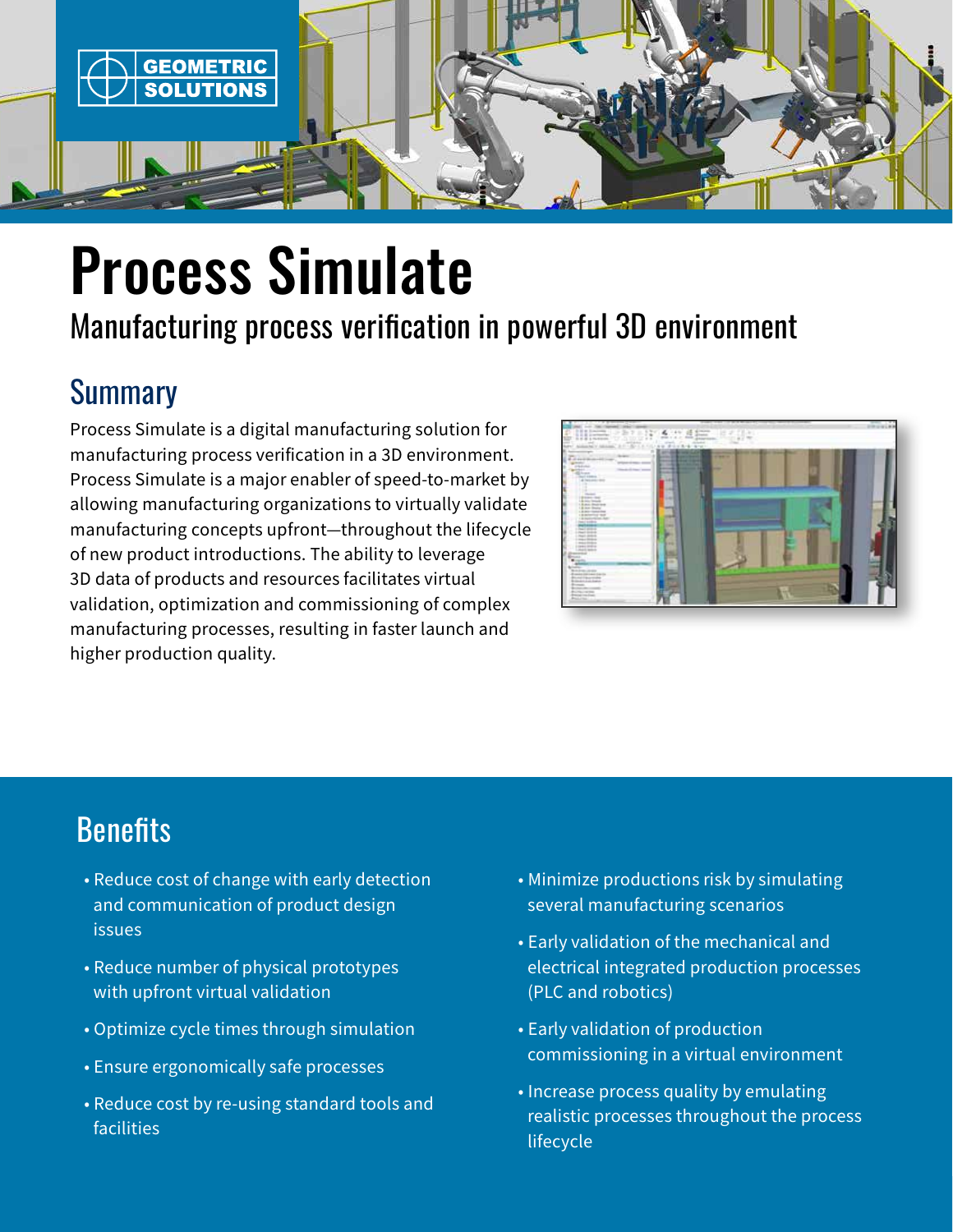# Process Simulate

## Manufacturing process verification in powerful 3D environment

## Summary

Process Simulate is a digital manufacturing solution for manufacturing process verification in a 3D environment. Process Simulate is a major enabler of speed-to-market by allowing manufacturing organizations to virtually validate manufacturing concepts upfront—throughout the lifecycle of new product introductions. The ability to leverage 3D data of products and resources facilitates virtual validation, optimization and commissioning of complex manufacturing processes, resulting in faster launch and higher production quality.

## Benefits

- Reduce cost of change with early detection and communication of product design issues
- Reduce number of physical prototypes with upfront virtual validation
- Optimize cycle times through simulation
- Ensure ergonomically safe processes
- Reduce cost by re-using standard tools and facilities
- Minimize productions risk by simulating several manufacturing scenarios
- Early validation of the mechanical and electrical integrated production processes (PLC and robotics)
- Early validation of production commissioning in a virtual environment
- Increase process quality by emulating realistic processes throughout the process lifecycle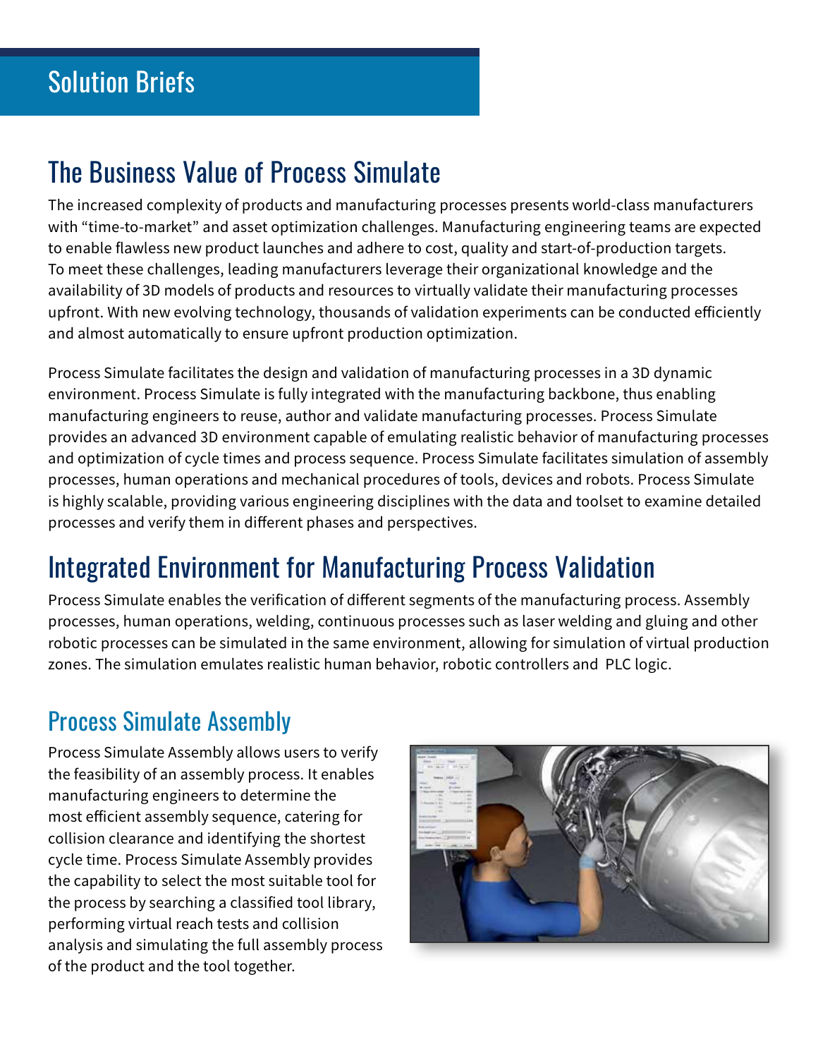## Solution Briefs

# The Business Value of Process Simulate

The increased complexity of products and manufacturing processes presents world-class manufacturers with “time-to-market” and asset optimization challenges. Manufacturing engineering teams are expected to enable flawless new product launches and adhere to cost, quality and start-of-production targets. To meet these challenges, leading manufacturers leverage their organizational knowledge and the availability of 3D models of products and resources to virtually validate their manufacturing processes upfront. With new evolving technology, thousands of validation experiments can be conducted efficiently and almost automatically to ensure upfront production optimization.

Process Simulate facilitates the design and validation of manufacturing processes in a 3D dynamic environment. Process Simulate is fully integrated with the manufacturing backbone, thus enabling manufacturing engineers to reuse, author and validate manufacturing processes. Process Simulate provides an advanced 3D environment capable of emulating realistic behavior of manufacturing processes and optimization of cycle times and process sequence. Process Simulate facilitates simulation of assembly processes, human operations and mechanical procedures of tools, devices and robots. Process Simulate is highly scalable, providing various engineering disciplines with the data and toolset to examine detailed processes and verify them in different phases and perspectives.

# Integrated Environment for Manufacturing Process Validation

Process Simulate enables the verification of different segments of the manufacturing process. Assembly processes, human operations, welding, continuous processes such as laser welding and gluing and other robotic processes can be simulated in the same environment, allowing for simulation of virtual production zones. The simulation emulates realistic human behavior, robotic controllers and PLC logic.

## Process Simulate Assembly

Process Simulate Assembly allows users to verify the feasibility of an assembly process. It enables manufacturing engineers to determine the most efficient assembly sequence, catering for collision clearance and identifying the shortest cycle time. Process Simulate Assembly provides the capability to select the most suitable tool for the process by searching a classified tool library, performing virtual reach tests and collision analysis and simulating the full assembly process of the product and the tool together.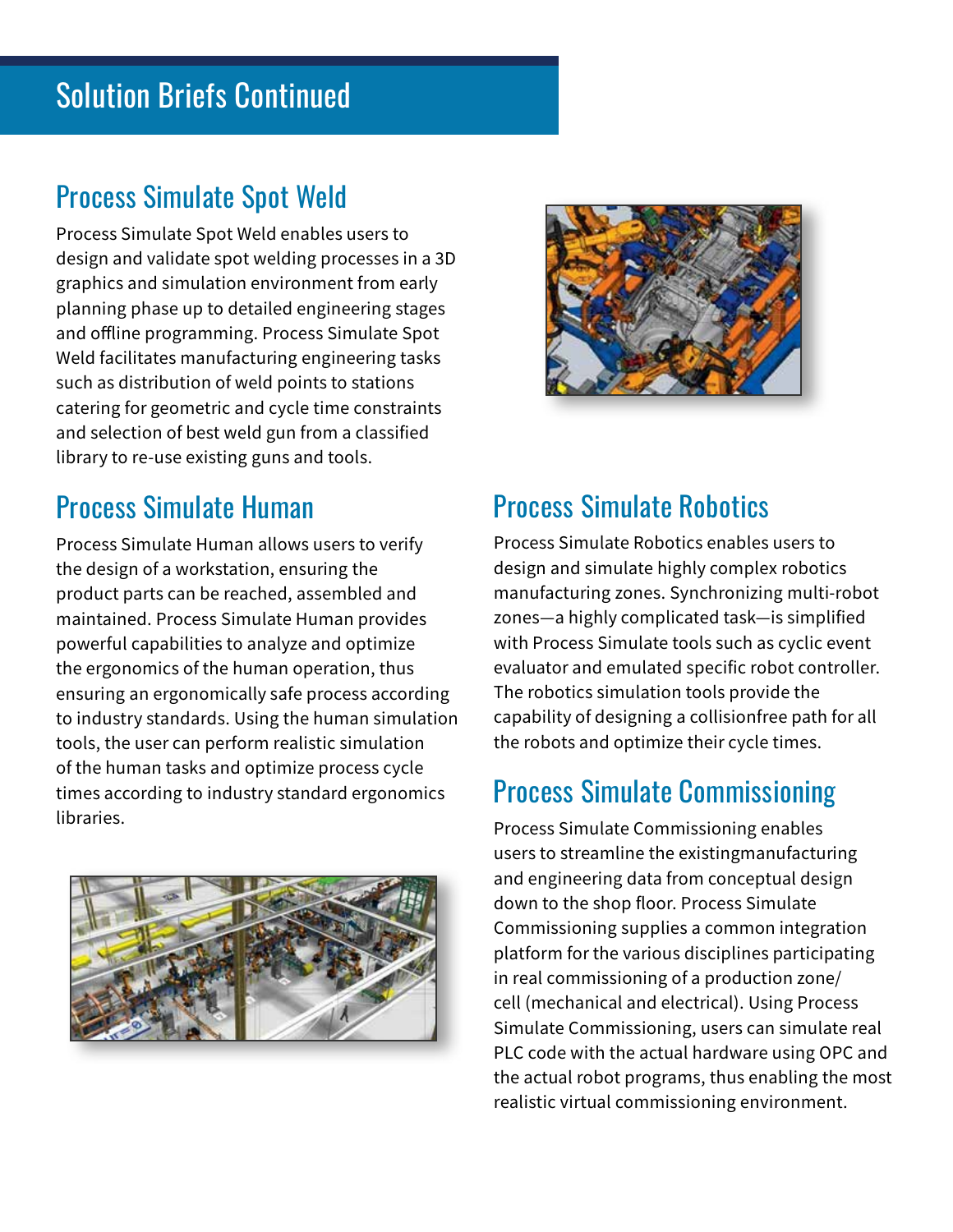# Solution Briefs Continued

## Process Simulate Spot Weld

Process Simulate Spot Weld enables users to design and validate spot welding processes in a 3D graphics and simulation environment from early planning phase up to detailed engineering stages and offline programming. Process Simulate Spot Weld facilitates manufacturing engineering tasks such as distribution of weld points to stations catering for geometric and cycle time constraints and selection of best weld gun from a classified library to re-use existing guns and tools.

## Process Simulate Human

Process Simulate Human allows users to verify the design of a workstation, ensuring the product parts can be reached, assembled and maintained. Process Simulate Human provides powerful capabilities to analyze and optimize the ergonomics of the human operation, thus ensuring an ergonomically safe process according to industry standards. Using the human simulation tools, the user can perform realistic simulation of the human tasks and optimize process cycle times according to industry standard ergonomics libraries.

## Process Simulate Robotics

Process Simulate Robotics enables users to design and simulate highly complex robotics manufacturing zones. Synchronizing multi-robot zones—a highly complicated task—is simplified with Process Simulate tools such as cyclic event evaluator and emulated specific robot controller. The robotics simulation tools provide the capability of designing a collisionfree path for all the robots and optimize their cycle times.

## Process Simulate Commissioning

Process Simulate Commissioning enables users to streamline the existingmanufacturing and engineering data from conceptual design down to the shop floor. Process Simulate Commissioning supplies a common integration platform for the various disciplines participating in real commissioning of a production zone/ cell (mechanical and electrical). Using Process Simulate Commissioning, users can simulate real PLC code with the actual hardware using OPC and the actual robot programs, thus enabling the most realistic virtual commissioning environment.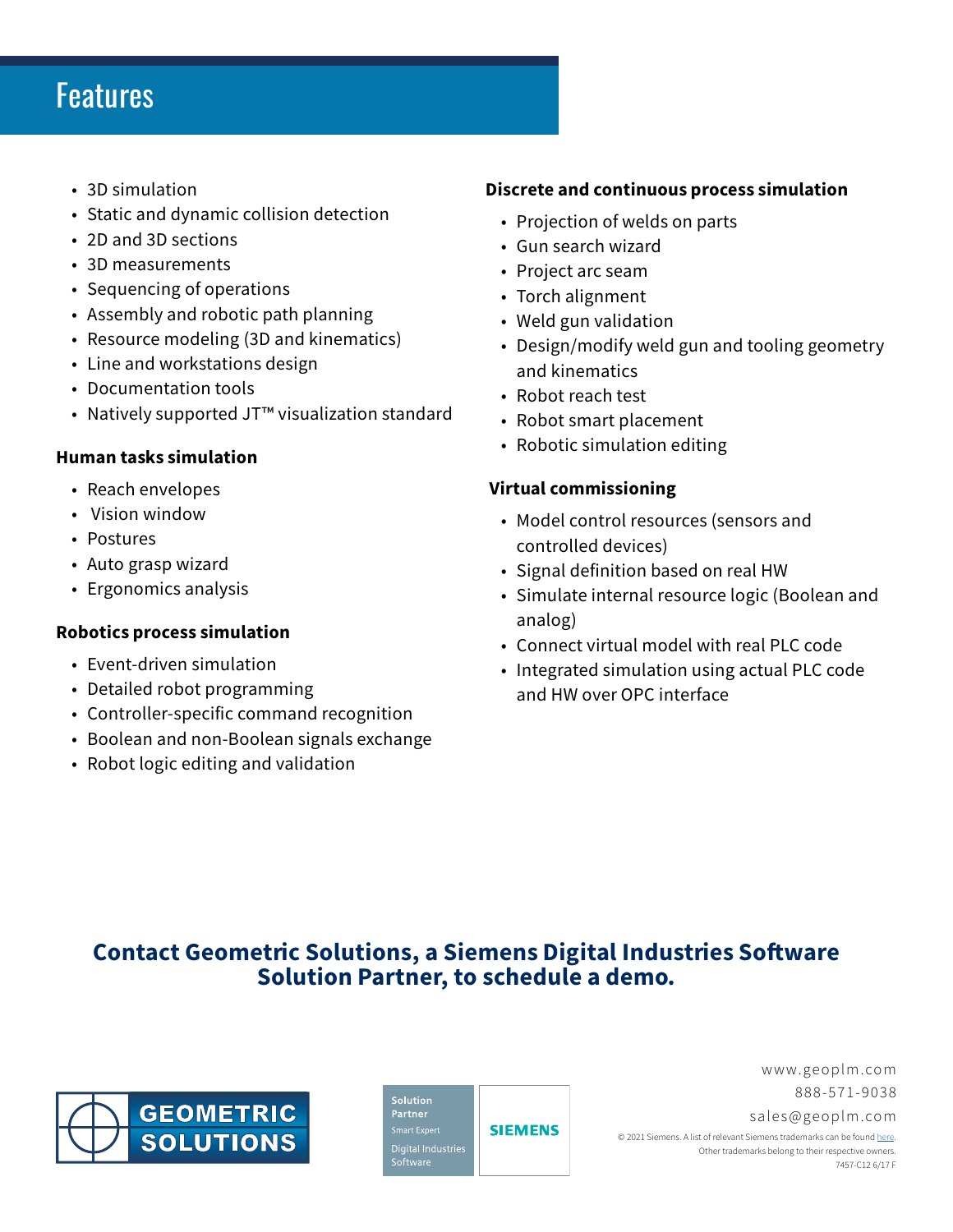# Features

- 3D simulation
- Static and dynamic collision detection
- 2D and 3D sections
- 3D measurements
- Sequencing of operations
- Assembly and robotic path planning
- Resource modeling (3D and kinematics)
- Line and workstations design
- Documentation tools
- Natively supported JT™ visualization standard

**Human tasks simulation**

- Reach envelopes
- Vision window
- Postures
- Auto grasp wizard
- Ergonomics analysis

**Robotics process simulation**

- Event-driven simulation
- Detailed robot programming
- Controller-specific command recognition
- Boolean and non-Boolean signals exchange
- Robot logic editing and validation

**Discrete and continuous process simulation**

- Projection of welds on parts
- Gun search wizard
- Project arc seam
- Torch alignment
- Weld gun validation
- Design/modify weld gun and tooling geometry and kinematics
- Robot reach test
- Robot smart placement
- Robotic simulation editing

**Virtual commissioning**

- Model control resources (sensors and controlled devices)
- Signal definition based on real HW
- Simulate internal resource logic (Boolean and analog)
- Connect virtual model with real PLC code
- Integrated simulation using actual PLC code and HW over OPC interface

**Contact Geometric Solutions, a Siemens Digital Industries Software Solution Partner, to schedule a demo.**

GEOMETRIC SOLUTIONS

Solution Partner
Smart Expert
Digital Industries Software

SIEMENS

www.geoplm.com
888-571-9038
sales@geoplm.com

© 2021 Siemens. A list of relevant Siemens trademarks can be found here. Other trademarks belong to their respective owners.
7457-C12 6/17 F